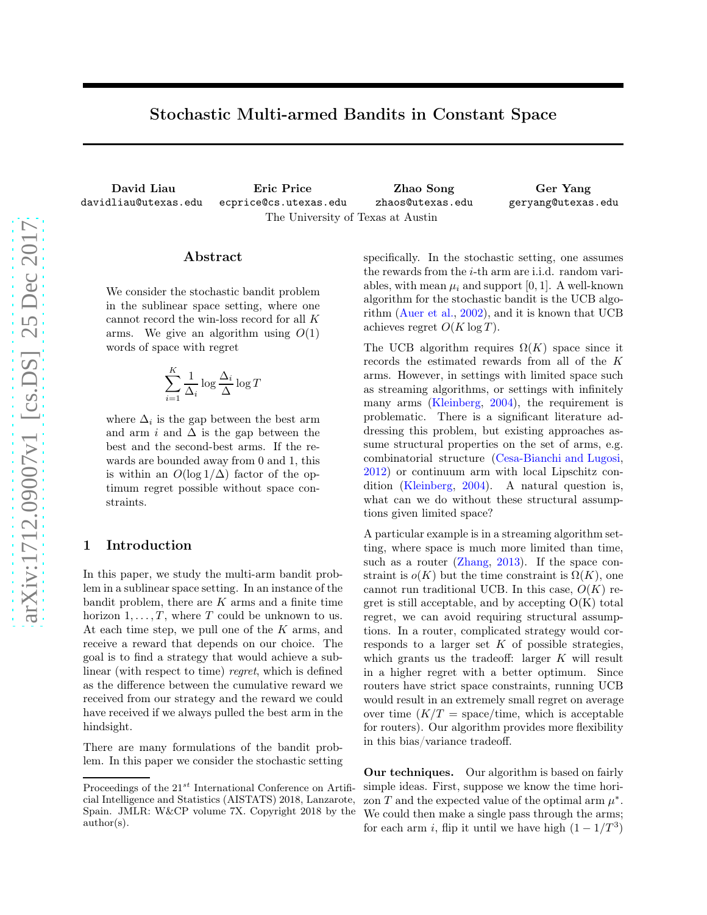# Stochastic Multi-armed Bandits in Constant Space

**David Liau** davidliau@utexas.edu
**Eric Price** ecprice@cs.utexas.edu
**Zhao Song** zhaos@utexas.edu
**Ger Yang** geryang@utexas.edu

The University of Texas at Austin

## Abstract

We consider the stochastic bandit problem in the sublinear space setting, where one cannot record the win-loss record for all $K$ arms. We give an algorithm using $O(1)$ words of space with regret

$$\sum_{i=1}^{K} \frac{1}{\Delta_i} \log \frac{\Delta_i}{\Delta} \log T$$

where $\Delta_i$ is the gap between the best arm and arm $i$ and $\Delta$ is the gap between the best and the second-best arms. If the rewards are bounded away from 0 and 1, this is within an $O(\log 1/\Delta)$ factor of the optimum regret possible without space constraints.

## 1 Introduction

In this paper, we study the multi-arm bandit problem in a sublinear space setting. In an instance of the bandit problem, there are $K$ arms and a finite time horizon $1, \dots, T$, where $T$ could be unknown to us. At each time step, we pull one of the $K$ arms, and receive a reward that depends on our choice. The goal is to find a strategy that would achieve a sublinear (with respect to time) *regret*, which is defined as the difference between the cumulative reward we received from our strategy and the reward we could have received if we always pulled the best arm in the hindsight.

There are many formulations of the bandit problem. In this paper we consider the stochastic setting specifically. In the stochastic setting, one assumes the rewards from the $i$-th arm are i.i.d. random variables, with mean $\mu_i$ and support $[0, 1]$. A well-known algorithm for the stochastic bandit is the UCB algorithm (Auer et al., 2002), and it is known that UCB achieves regret $O(K \log T)$.

The UCB algorithm requires $\Omega(K)$ space since it records the estimated rewards from all of the $K$ arms. However, in settings with limited space such as streaming algorithms, or settings with infinitely many arms (Kleinberg, 2004), the requirement is problematic. There is a significant literature addressing this problem, but existing approaches assume structural properties on the set of arms, e.g. combinatorial structure (Cesa-Bianchi and Lugosi, 2012) or continuum arm with local Lipschitz condition (Kleinberg, 2004). A natural question is, what can we do without these structural assumptions given limited space?

A particular example is in a streaming algorithm setting, where space is much more limited than time, such as a router (Zhang, 2013). If the space constraint is $o(K)$ but the time constraint is $\Omega(K)$, one cannot run traditional UCB. In this case, $O(K)$ regret is still acceptable, and by accepting O(K) total regret, we can avoid requiring structural assumptions. In a router, complicated strategy would corresponds to a larger set $K$ of possible strategies, which grants us the tradeoff: larger $K$ will result in a higher regret with a better optimum. Since routers have strict space constraints, running UCB would result in an extremely small regret on average over time ($K/T$ = space/time, which is acceptable for routers). Our algorithm provides more flexibility in this bias/variance tradeoff.

**Our techniques.** Our algorithm is based on fairly simple ideas. First, suppose we know the time horizon $T$ and the expected value of the optimal arm $\mu^*$. We could then make a single pass through the arms; for each arm $i$, flip it until we have high $(1 - 1/T^3)$

Proceedings of the 21[st] International Conference on Artificial Intelligence and Statistics (AISTATS) 2018, Lanzarote, Spain. JMLR: W&CP volume 7X. Copyright 2018 by the author(s).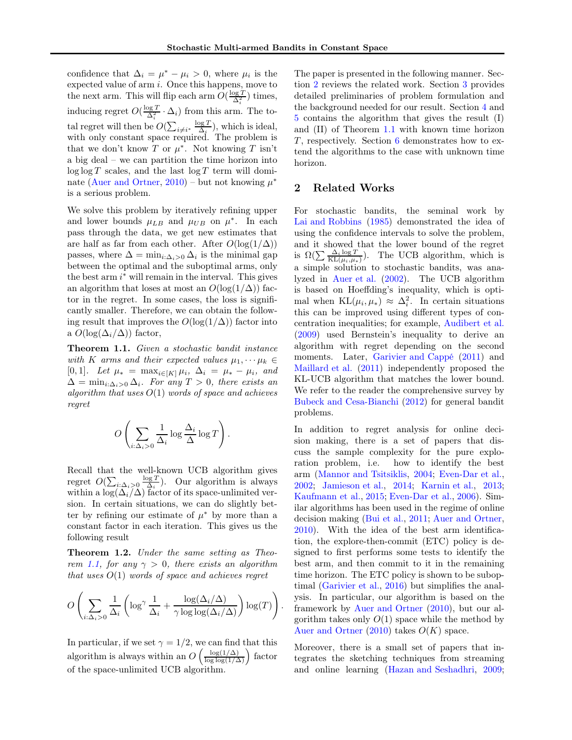confidence that $\Delta_i = \mu^* - \mu_i > 0$, where $\mu_i$ is the expected value of arm $i$. Once this happens, move to the next arm. This will flip each arm $O(\frac{\log T}{\Delta_i^2})$ times, inducing regret $O(\frac{\log T}{\Delta_i^2} \cdot \Delta_i)$ from this arm. The total regret will then be $O(\sum_{i \neq i^*} \frac{\log T}{\Delta_i})$, which is ideal, with only constant space required. The problem is that we don't know $T$ or $\mu^*$. Not knowing $T$ isn't a big deal – we can partition the time horizon into $\log\log T$ scales, and the last $\log T$ term will dominate (Auer and Ortner, 2010) – but not knowing $\mu^*$ is a serious problem.

We solve this problem by iteratively refining upper and lower bounds $\mu_{LB}$ and $\mu_{UB}$ on $\mu^*$. In each pass through the data, we get new estimates that are half as far from each other. After $O(\log(1/\Delta))$ passes, where $\Delta = \min_{i:\Delta_i>0} \Delta_i$ is the minimal gap between the optimal and the suboptimal arms, only the best arm $i^*$ will remain in the interval. This gives an algorithm that loses at most an $O(\log(1/\Delta))$ factor in the regret. In some cases, the loss is significantly smaller. Therefore, we can obtain the following result that improves the $O(\log(1/\Delta))$ factor into a $O(\log(\Delta_i/\Delta))$ factor,

**Theorem 1.1.** *Given a stochastic bandit instance with $K$ arms and their expected values $\mu_1, \cdots \mu_k \in [0,1]$. Let $\mu_* = \max_{i\in[K]} \mu_i$, $\Delta_i = \mu_* - \mu_i$, and $\Delta = \min_{i:\Delta_i>0} \Delta_i$. For any $T > 0$, there exists an algorithm that uses $O(1)$ words of space and achieves regret*

$$O\left(\sum_{i:\Delta_i>0} \frac{1}{\Delta_i} \log \frac{\Delta_i}{\Delta} \log T\right).$$

Recall that the well-known UCB algorithm gives regret $O(\sum_{i:\Delta_i>0} \frac{\log T}{\Delta_i})$. Our algorithm is always within a $\log(\Delta_i/\Delta)$ factor of its space-unlimited version. In certain situations, we can do slightly better by refining our estimate of $\mu^*$ by more than a constant factor in each iteration. This gives us the following result

**Theorem 1.2.** *Under the same setting as Theorem 1.1, for any $\gamma > 0$, there exists an algorithm that uses $O(1)$ words of space and achieves regret*

$$O\left(\sum_{i:\Delta_i>0} \frac{1}{\Delta_i}\left(\log^\gamma \frac{1}{\Delta_i} + \frac{\log(\Delta_i/\Delta)}{\gamma \log\log(\Delta_i/\Delta)}\right)\log(T)\right).$$

In particular, if we set $\gamma = 1/2$, we can find that this algorithm is always within an $O\left(\frac{\log(1/\Delta)}{\log\log(1/\Delta)}\right)$ factor of the space-unlimited UCB algorithm.

The paper is presented in the following manner. Section 2 reviews the related work. Section 3 provides detailed preliminaries of problem formulation and the background needed for our result. Section 4 and 5 contains the algorithm that gives the result (I) and (II) of Theorem 1.1 with known time horizon $T$, respectively. Section 6 demonstrates how to extend the algorithms to the case with unknown time horizon.

## 2 Related Works

For stochastic bandits, the seminal work by Lai and Robbins (1985) demonstrated the idea of using the confidence intervals to solve the problem, and it showed that the lower bound of the regret is $\Omega(\sum \frac{\Delta_i \log T}{\mathrm{KL}(\mu_i,\mu_*)})$. The UCB algorithm, which is a simple solution to stochastic bandits, was analyzed in Auer et al. (2002). The UCB algorithm is based on Hoeffding's inequality, which is optimal when $\mathrm{KL}(\mu_i, \mu_*) \approx \Delta_i^2$. In certain situations this can be improved using different types of concentration inequalities; for example, Audibert et al. (2009) used Bernstein's inequality to derive an algorithm with regret depending on the second moments. Later, Garivier and Cappé (2011) and Maillard et al. (2011) independently proposed the KL-UCB algorithm that matches the lower bound. We refer to the reader the comprehensive survey by Bubeck and Cesa-Bianchi (2012) for general bandit problems.

In addition to regret analysis for online decision making, there is a set of papers that discuss the sample complexity for the pure exploration problem, i.e. how to identify the best arm (Mannor and Tsitsiklis, 2004; Even-Dar et al., 2002; Jamieson et al., 2014; Karnin et al., 2013; Kaufmann et al., 2015; Even-Dar et al., 2006). Similar algorithms has been used in the regime of online decision making (Bui et al., 2011; Auer and Ortner, 2010). With the idea of the best arm identification, the explore-then-commit (ETC) policy is designed to first performs some tests to identify the best arm, and then commit to it in the remaining time horizon. The ETC policy is shown to be suboptimal (Garivier et al., 2016) but simplifies the analysis. In particular, our algorithm is based on the framework by Auer and Ortner (2010), but our algorithm takes only $O(1)$ space while the method by Auer and Ortner (2010) takes $O(K)$ space.

Moreover, there is a small set of papers that integrates the sketching techniques from streaming and online learning (Hazan and Seshadhri, 2009;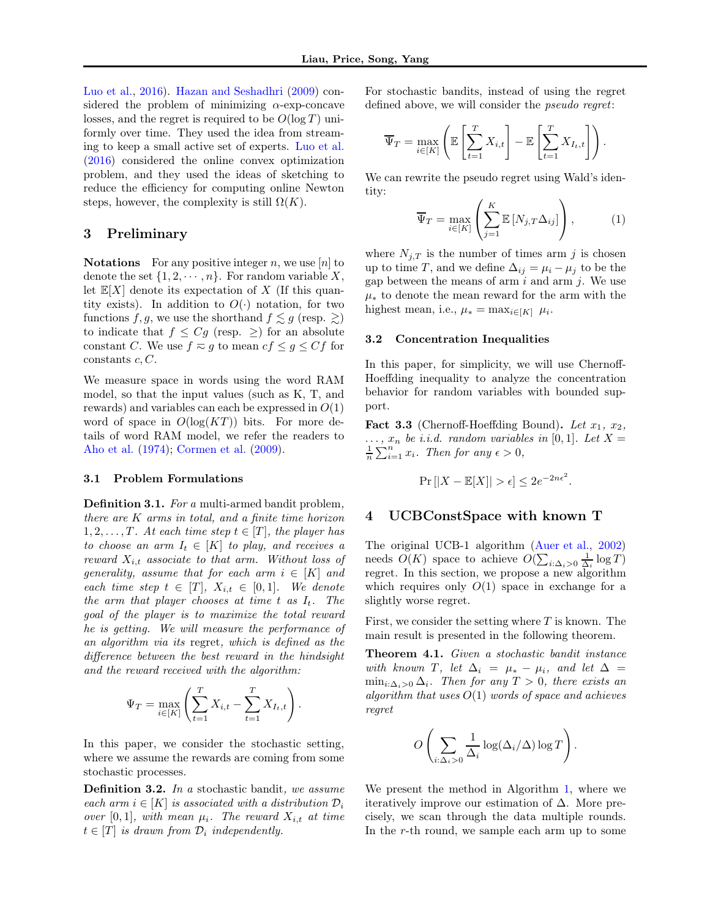Luo et al., 2016). Hazan and Seshadhri (2009) considered the problem of minimizing $\alpha$-exp-concave losses, and the regret is required to be $O(\log T)$ uniformly over time. They used the idea from streaming to keep a small active set of experts. Luo et al. (2016) considered the online convex optimization problem, and they used the ideas of sketching to reduce the efficiency for computing online Newton steps, however, the complexity is still $\Omega(K)$.

# 3 Preliminary

**Notations** For any positive integer $n$, we use $[n]$ to denote the set $\{1, 2, \cdots, n\}$. For random variable $X$, let $\mathbb{E}[X]$ denote its expectation of $X$ (If this quantity exists). In addition to $O(\cdot)$ notation, for two functions $f, g$, we use the shorthand $f \lesssim g$ (resp. $\gtrsim$) to indicate that $f \leq Cg$ (resp. $\geq$) for an absolute constant $C$. We use $f \eqsim g$ to mean $cf \leq g \leq Cf$ for constants $c, C$.

We measure space in words using the word RAM model, so that the input values (such as K, T, and rewards) and variables can each be expressed in $O(1)$ word of space in $O(\log(KT))$ bits. For more details of word RAM model, we refer the readers to Aho et al. (1974); Cormen et al. (2009).

## 3.1 Problem Formulations

**Definition 3.1.** *For a* multi-armed bandit problem*, there are $K$ arms in total, and a finite time horizon $1, 2, \ldots, T$. At each time step $t \in [T]$, the player has to choose an arm $I_t \in [K]$ to play, and receives a reward $X_{i,t}$ associate to that arm. Without loss of generality, assume that for each arm $i \in [K]$ and each time step $t \in [T]$, $X_{i,t} \in [0,1]$. We denote the arm that player chooses at time $t$ as $I_t$. The goal of the player is to maximize the total reward he is getting. We will measure the performance of an algorithm via its* regret*, which is defined as the difference between the best reward in the hindsight and the reward received with the algorithm:*

$$\Psi_T = \max_{i \in [K]} \left( \sum_{t=1}^{T} X_{i,t} - \sum_{t=1}^{T} X_{I_t,t} \right).$$

In this paper, we consider the stochastic setting, where we assume the rewards are coming from some stochastic processes.

**Definition 3.2.** *In a* stochastic bandit*, we assume each arm $i \in [K]$ is associated with a distribution $\mathcal{D}_i$ over $[0,1]$, with mean $\mu_i$. The reward $X_{i,t}$ at time $t \in [T]$ is drawn from $\mathcal{D}_i$ independently.*

For stochastic bandits, instead of using the regret defined above, we will consider the *pseudo regret*:

$$\overline{\Psi}_T = \max_{i \in [K]} \left( \mathbb{E}\left[\sum_{t=1}^{T} X_{i,t}\right] - \mathbb{E}\left[\sum_{t=1}^{T} X_{I_t,t}\right] \right).$$

We can rewrite the pseudo regret using Wald's identity:

$$\overline{\Psi}_T = \max_{i \in [K]} \left( \sum_{j=1}^{K} \mathbb{E}\left[N_{j,T} \Delta_{ij}\right] \right), \tag{1}$$

where $N_{j,T}$ is the number of times arm $j$ is chosen up to time $T$, and we define $\Delta_{ij} = \mu_i - \mu_j$ to be the gap between the means of arm $i$ and arm $j$. We use $\mu_*$ to denote the mean reward for the arm with the highest mean, i.e., $\mu_* = \max_{i \in [K]} \mu_i$.

## 3.2 Concentration Inequalities

In this paper, for simplicity, we will use Chernoff-Hoeffding inequality to analyze the concentration behavior for random variables with bounded support.

**Fact 3.3** (Chernoff-Hoeffding Bound)**.** *Let $x_1$, $x_2$, $\ldots$, $x_n$ be i.i.d. random variables in $[0,1]$. Let $X = \frac{1}{n}\sum_{i=1}^{n} x_i$. Then for any $\epsilon > 0$,*

$$\Pr\left[|X - \mathbb{E}[X]| > \epsilon\right] \leq 2e^{-2n\epsilon^2}.$$

# 4 UCBConstSpace with known T

The original UCB-1 algorithm (Auer et al., 2002) needs $O(K)$ space to achieve $O(\sum_{i:\Delta_i>0} \frac{1}{\Delta_i} \log T)$ regret. In this section, we propose a new algorithm which requires only $O(1)$ space in exchange for a slightly worse regret.

First, we consider the setting where $T$ is known. The main result is presented in the following theorem.

**Theorem 4.1.** *Given a stochastic bandit instance with known $T$, let $\Delta_i = \mu_* - \mu_i$, and let $\Delta = \min_{i:\Delta_i>0} \Delta_i$. Then for any $T > 0$, there exists an algorithm that uses $O(1)$ words of space and achieves regret*

$$O\left( \sum_{i:\Delta_i>0} \frac{1}{\Delta_i} \log(\Delta_i/\Delta) \log T \right).$$

We present the method in Algorithm 1, where we iteratively improve our estimation of $\Delta$. More precisely, we scan through the data multiple rounds. In the $r$-th round, we sample each arm up to some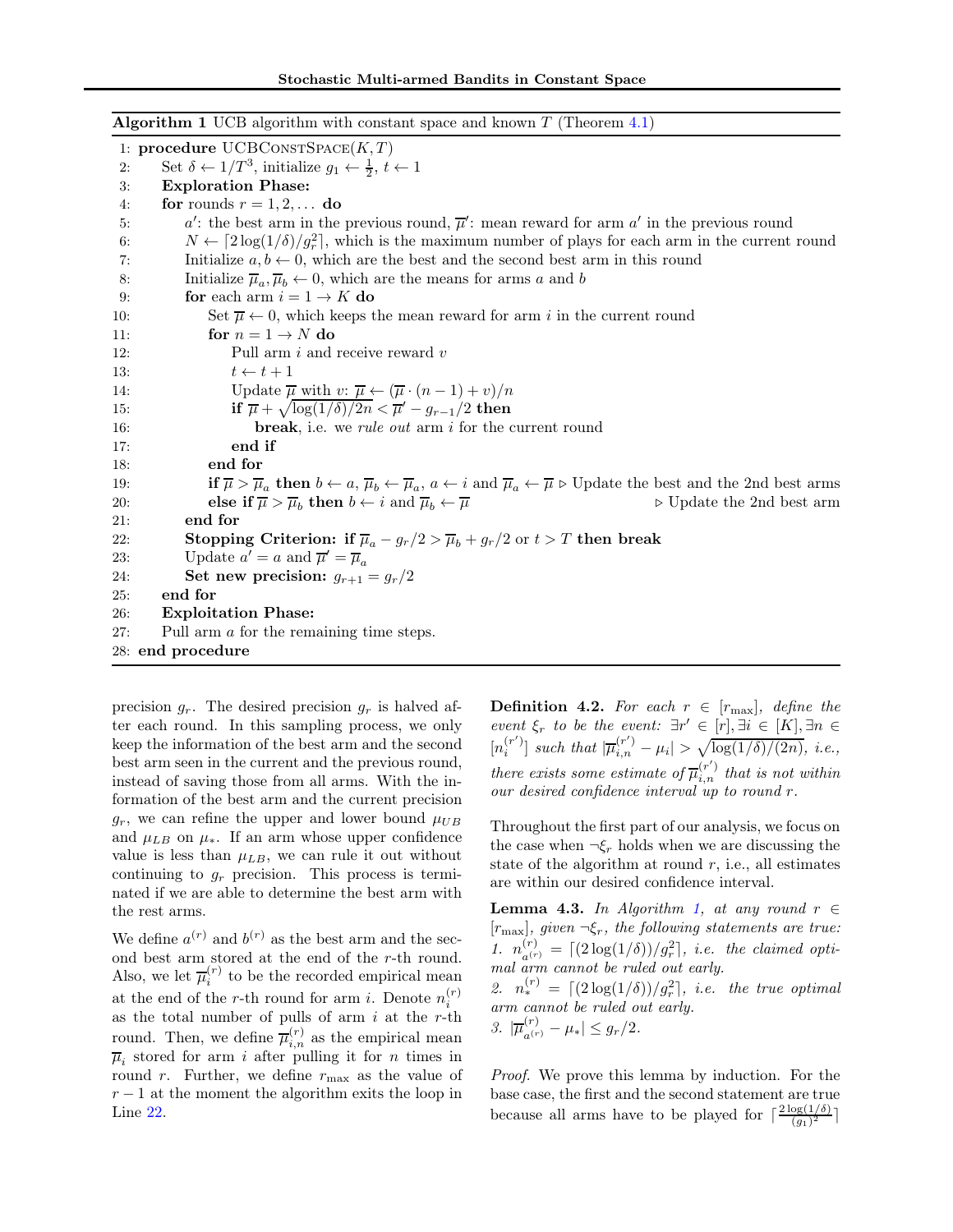**Algorithm 1** UCB algorithm with constant space and known $T$ (Theorem 4.1)

```
1: procedure UCBConstSpace(K, T)
2:     Set δ ← 1/T^3, initialize g_1 ← 1/2, t ← 1
3:     Exploration Phase:
4:     for rounds r = 1, 2, ... do
5:         a′: the best arm in the previous round, μ̄′: mean reward for arm a′ in the previous round
6:         N ← ⌈2 log(1/δ)/g_r^2⌉, which is the maximum number of plays for each arm in the current round
7:         Initialize a, b ← 0, which are the best and the second best arm in this round
8:         Initialize μ̄_a, μ̄_b ← 0, which are the means for arms a and b
9:         for each arm i = 1 → K do
10:            Set μ̄ ← 0, which keeps the mean reward for arm i in the current round
11:            for n = 1 → N do
12:                Pull arm i and receive reward v
13:                t ← t + 1
14:                Update μ̄ with v: μ̄ ← (μ̄ · (n − 1) + v)/n
15:                if μ̄ + sqrt(log(1/δ)/2n) < μ̄′ − g_{r−1}/2 then
16:                    break, i.e. we rule out arm i for the current round
17:                end if
18:            end for
19:            if μ̄ > μ̄_a then b ← a, μ̄_b ← μ̄_a, a ← i and μ̄_a ← μ̄  ▷ Update the best and the 2nd best arms
20:            else if μ̄ > μ̄_b then b ← i and μ̄_b ← μ̄                 ▷ Update the 2nd best arm
21:        end for
22:        Stopping Criterion: if μ̄_a − g_r/2 > μ̄_b + g_r/2 or t > T then break
23:        Update a′ = a and μ̄′ = μ̄_a
24:        Set new precision: g_{r+1} = g_r/2
25:    end for
26:    Exploitation Phase:
27:    Pull arm a for the remaining time steps.
28: end procedure
```

precision $g_r$. The desired precision $g_r$ is halved after each round. In this sampling process, we only keep the information of the best arm and the second best arm seen in the current and the previous round, instead of saving those from all arms. With the information of the best arm and the current precision $g_r$, we can refine the upper and lower bound $\mu_{UB}$ and $\mu_{LB}$ on $\mu_*$. If an arm whose upper confidence value is less than $\mu_{LB}$, we can rule it out without continuing to $g_r$ precision. This process is terminated if we are able to determine the best arm with the rest arms.

We define $a^{(r)}$ and $b^{(r)}$ as the best arm and the second best arm stored at the end of the $r$-th round. Also, we let $\overline{\mu}_i^{(r)}$ to be the recorded empirical mean at the end of the $r$-th round for arm $i$. Denote $n_i^{(r)}$ as the total number of pulls of arm $i$ at the $r$-th round. Then, we define $\overline{\mu}_{i,n}^{(r)}$ as the empirical mean $\overline{\mu}_i$ stored for arm $i$ after pulling it for $n$ times in round $r$. Further, we define $r_{\max}$ as the value of $r-1$ at the moment the algorithm exits the loop in Line 22.

**Definition 4.2.** *For each $r \in [r_{\max}]$, define the event $\xi_r$ to be the event: $\exists r' \in [r], \exists i \in [K], \exists n \in [n_i^{(r')}]$ such that $|\overline{\mu}_{i,n}^{(r')} - \mu_i| > \sqrt{\log(1/\delta)/(2n)}$, i.e., there exists some estimate of $\overline{\mu}_{i,n}^{(r')}$ that is not within our desired confidence interval up to round $r$.*

Throughout the first part of our analysis, we focus on the case when $\neg\xi_r$ holds when we are discussing the state of the algorithm at round $r$, i.e., all estimates are within our desired confidence interval.

**Lemma 4.3.** *In Algorithm 1, at any round $r \in [r_{\max}]$, given $\neg\xi_r$, the following statements are true:*
*1. $n_{a^{(r)}}^{(r)} = \lceil (2\log(1/\delta))/g_r^2 \rceil$, i.e. the claimed optimal arm cannot be ruled out early.*
*2. $n_*^{(r)} = \lceil (2\log(1/\delta))/g_r^2 \rceil$, i.e. the true optimal arm cannot be ruled out early.*
*3. $|\overline{\mu}_{a^{(r)}}^{(r)} - \mu_*| \le g_r/2$.*

*Proof.* We prove this lemma by induction. For the base case, the first and the second statement are true because all arms have to be played for $\lceil \frac{2\log(1/\delta)}{(g_1)^2} \rceil$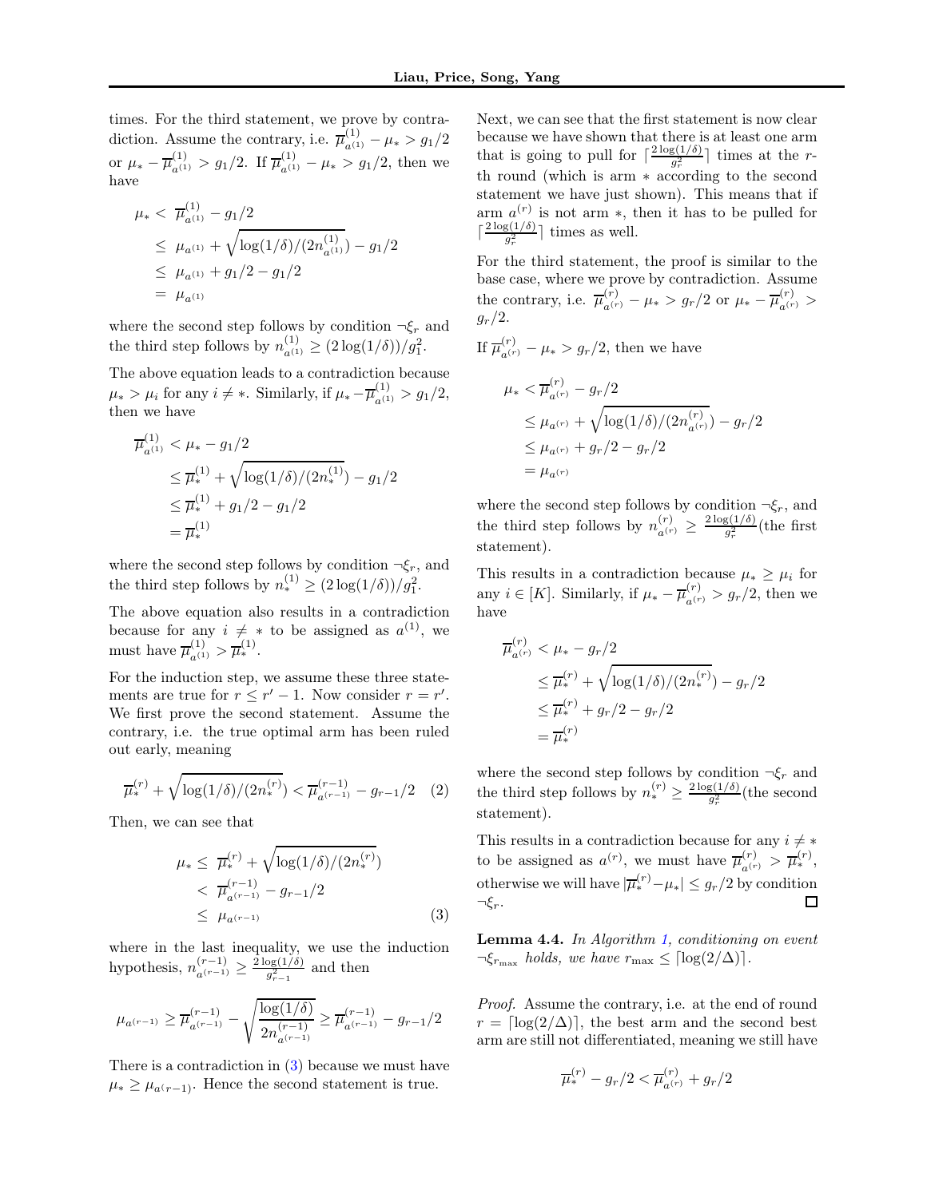times. For the third statement, we prove by contradiction. Assume the contrary, i.e. $\overline{\mu}^{(1)}_{a^{(1)}} - \mu_* > g_1/2$ or $\mu_* - \overline{\mu}^{(1)}_{a^{(1)}} > g_1/2$. If $\overline{\mu}^{(1)}_{a^{(1)}} - \mu_* > g_1/2$, then we have

$$
\begin{aligned}
\mu_* <&\ \overline{\mu}^{(1)}_{a^{(1)}} - g_1/2 \\
\leq&\ \mu_{a^{(1)}} + \sqrt{\log(1/\delta)/(2n^{(1)}_{a^{(1)}})} - g_1/2 \\
\leq&\ \mu_{a^{(1)}} + g_1/2 - g_1/2 \\
=&\ \mu_{a^{(1)}}
\end{aligned}
$$

where the second step follows by condition $\neg\xi_r$ and the third step follows by $n^{(1)}_{a^{(1)}} \geq (2\log(1/\delta))/g_1^2$.

The above equation leads to a contradiction because $\mu_* > \mu_i$ for any $i \neq *$. Similarly, if $\mu_* - \overline{\mu}^{(1)}_{a^{(1)}} > g_1/2$, then we have

$$
\begin{aligned}
\overline{\mu}^{(1)}_{a^{(1)}} &< \mu_* - g_1/2 \\
&\leq \overline{\mu}^{(1)}_* + \sqrt{\log(1/\delta)/(2n^{(1)}_*)} - g_1/2 \\
&\leq \overline{\mu}^{(1)}_* + g_1/2 - g_1/2 \\
&= \overline{\mu}^{(1)}_*
\end{aligned}
$$

where the second step follows by condition $\neg\xi_r$, and the third step follows by $n^{(1)}_* \geq (2\log(1/\delta))/g_1^2$.

The above equation also results in a contradiction because for any $i \neq *$ to be assigned as $a^{(1)}$, we must have $\overline{\mu}^{(1)}_{a^{(1)}} > \overline{\mu}^{(1)}_*$.

For the induction step, we assume these three statements are true for $r \leq r' - 1$. Now consider $r = r'$. We first prove the second statement. Assume the contrary, i.e. the true optimal arm has been ruled out early, meaning

$$
\overline{\mu}^{(r)}_* + \sqrt{\log(1/\delta)/(2n^{(r)}_*)} < \overline{\mu}^{(r-1)}_{a^{(r-1)}} - g_{r-1}/2 \quad (2)
$$

Then, we can see that

$$
\begin{aligned}
\mu_* \leq&\ \overline{\mu}^{(r)}_* + \sqrt{\log(1/\delta)/(2n^{(r)}_*)} \\
<&\ \overline{\mu}^{(r-1)}_{a^{(r-1)}} - g_{r-1}/2 \\
\leq&\ \mu_{a^{(r-1)}}
\end{aligned} \quad (3)
$$

where in the last inequality, we use the induction hypothesis, $n^{(r-1)}_{a^{(r-1)}} \geq \frac{2\log(1/\delta)}{g^2_{r-1}}$ and then

$$
\mu_{a^{(r-1)}} \geq \overline{\mu}^{(r-1)}_{a^{(r-1)}} - \sqrt{\frac{\log(1/\delta)}{2n^{(r-1)}_{a^{(r-1)}}}} \geq \overline{\mu}^{(r-1)}_{a^{(r-1)}} - g_{r-1}/2
$$

There is a contradiction in (3) because we must have $\mu_* \geq \mu_{a^{(r-1)}}$. Hence the second statement is true.

Next, we can see that the first statement is now clear because we have shown that there is at least one arm that is going to pull for $\lceil \frac{2\log(1/\delta)}{g_r^2} \rceil$ times at the $r$-th round (which is arm $*$ according to the second statement we have just shown). This means that if arm $a^{(r)}$ is not arm $*$, then it has to be pulled for $\lceil \frac{2\log(1/\delta)}{g_r^2} \rceil$ times as well.

For the third statement, the proof is similar to the base case, where we prove by contradiction. Assume the contrary, i.e. $\overline{\mu}^{(r)}_{a^{(r)}} - \mu_* > g_r/2$ or $\mu_* - \overline{\mu}^{(r)}_{a^{(r)}} > g_r/2$.

If $\overline{\mu}^{(r)}_{a^{(r)}} - \mu_* > g_r/2$, then we have

$$
\begin{aligned}
\mu_* &< \overline{\mu}^{(r)}_{a^{(r)}} - g_r/2 \\
&\leq \mu_{a^{(r)}} + \sqrt{\log(1/\delta)/(2n^{(r)}_{a^{(r)}})} - g_r/2 \\
&\leq \mu_{a^{(r)}} + g_r/2 - g_r/2 \\
&= \mu_{a^{(r)}}
\end{aligned}
$$

where the second step follows by condition $\neg\xi_r$, and the third step follows by $n^{(r)}_{a^{(r)}} \geq \frac{2\log(1/\delta)}{g_r^2}$(the first statement).

This results in a contradiction because $\mu_* \geq \mu_i$ for any $i \in [K]$. Similarly, if $\mu_* - \overline{\mu}^{(r)}_{a^{(r)}} > g_r/2$, then we have

$$
\begin{aligned}
\overline{\mu}^{(r)}_{a^{(r)}} &< \mu_* - g_r/2 \\
&\leq \overline{\mu}^{(r)}_* + \sqrt{\log(1/\delta)/(2n^{(r)}_*)} - g_r/2 \\
&\leq \overline{\mu}^{(r)}_* + g_r/2 - g_r/2 \\
&= \overline{\mu}^{(r)}_*
\end{aligned}
$$

where the second step follows by condition $\neg\xi_r$ and the third step follows by $n^{(r)}_* \geq \frac{2\log(1/\delta)}{g_r^2}$(the second statement).

This results in a contradiction because for any $i \neq *$ to be assigned as $a^{(r)}$, we must have $\overline{\mu}^{(r)}_{a^{(r)}} > \overline{\mu}^{(r)}_*$, otherwise we will have $|\overline{\mu}^{(r)}_* - \mu_*| \leq g_r/2$ by condition $\neg\xi_r$. ◻

**Lemma 4.4.** *In Algorithm 1, conditioning on event $\neg\xi_{r_{\max}}$ holds, we have $r_{\max} \leq \lceil \log(2/\Delta) \rceil$.*

*Proof.* Assume the contrary, i.e. at the end of round $r = \lceil \log(2/\Delta) \rceil$, the best arm and the second best arm are still not differentiated, meaning we still have

$$
\overline{\mu}^{(r)}_* - g_r/2 < \overline{\mu}^{(r)}_{a^{(r)}} + g_r/2
$$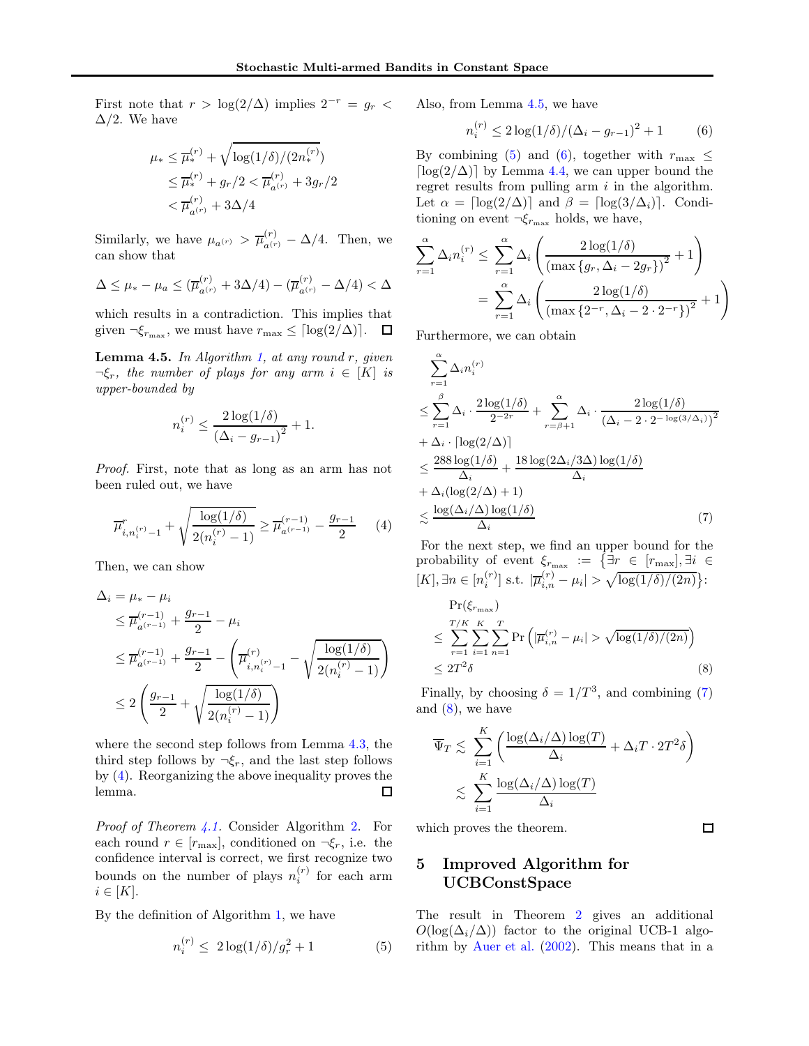First note that $r > \log(2/\Delta)$ implies $2^{-r} = g_r < \Delta/2$. We have

$$\begin{aligned}
\mu_* &\leq \overline{\mu}_*^{(r)} + \sqrt{\log(1/\delta)/(2n_*^{(r)})} \\
&\leq \overline{\mu}_*^{(r)} + g_r/2 < \overline{\mu}_{a^{(r)}}^{(r)} + 3g_r/2 \\
&< \overline{\mu}_{a^{(r)}}^{(r)} + 3\Delta/4
\end{aligned}$$

Similarly, we have $\mu_{a^{(r)}} > \overline{\mu}_{a^{(r)}}^{(r)} - \Delta/4$. Then, we can show that

$$\Delta \leq \mu_* - \mu_a \leq (\overline{\mu}_{a^{(r)}}^{(r)} + 3\Delta/4) - (\overline{\mu}_{a^{(r)}}^{(r)} - \Delta/4) < \Delta$$

which results in a contradiction. This implies that given $\neg\xi_{r_{\max}}$, we must have $r_{\max} \leq \lceil \log(2/\Delta) \rceil$. ◻

**Lemma 4.5.** *In Algorithm 1, at any round $r$, given $\neg\xi_r$, the number of plays for any arm $i \in [K]$ is upper-bounded by*

$$n_i^{(r)} \leq \frac{2\log(1/\delta)}{(\Delta_i - g_{r-1})^2} + 1.$$

*Proof.* First, note that as long as an arm has not been ruled out, we have

$$\overline{\mu}^r_{i,n_i^{(r)}-1} + \sqrt{\frac{\log(1/\delta)}{2(n_i^{(r)}-1)}} \geq \overline{\mu}_{a^{(r-1)}}^{(r-1)} - \frac{g_{r-1}}{2} \tag{4}$$

Then, we can show

$$\begin{aligned}
\Delta_i &= \mu_* - \mu_i \\
&\leq \overline{\mu}_{a^{(r-1)}}^{(r-1)} + \frac{g_{r-1}}{2} - \mu_i \\
&\leq \overline{\mu}_{a^{(r-1)}}^{(r-1)} + \frac{g_{r-1}}{2} - \left(\overline{\mu}^{(r)}_{i,n_i^{(r)}-1} - \sqrt{\frac{\log(1/\delta)}{2(n_i^{(r)}-1)}}\right) \\
&\leq 2\left(\frac{g_{r-1}}{2} + \sqrt{\frac{\log(1/\delta)}{2(n_i^{(r)}-1)}}\right)
\end{aligned}$$

where the second step follows from Lemma 4.3, the third step follows by $\neg\xi_r$, and the last step follows by (4). Reorganizing the above inequality proves the lemma. ◻

*Proof of Theorem 4.1.* Consider Algorithm 2. For each round $r \in [r_{\max}]$, conditioned on $\neg\xi_r$, i.e. the confidence interval is correct, we first recognize two bounds on the number of plays $n_i^{(r)}$ for each arm $i \in [K]$.

By the definition of Algorithm 1, we have

$$n_i^{(r)} \leq 2\log(1/\delta)/g_r^2 + 1 \tag{5}$$

Also, from Lemma 4.5, we have

$$n_i^{(r)} \leq 2\log(1/\delta)/(\Delta_i - g_{r-1})^2 + 1 \tag{6}$$

By combining (5) and (6), together with $r_{\max} \leq \lceil \log(2/\Delta) \rceil$ by Lemma 4.4, we can upper bound the regret results from pulling arm $i$ in the algorithm. Let $\alpha = \lceil \log(2/\Delta) \rceil$ and $\beta = \lceil \log(3/\Delta_i) \rceil$. Conditioning on event $\neg\xi_{r_{\max}}$ holds, we have,

$$\begin{aligned}
\sum_{r=1}^{\alpha} \Delta_i n_i^{(r)} &\leq \sum_{r=1}^{\alpha} \Delta_i \left(\frac{2\log(1/\delta)}{(\max\{g_r, \Delta_i - 2g_r\})^2} + 1\right) \\
&= \sum_{r=1}^{\alpha} \Delta_i \left(\frac{2\log(1/\delta)}{(\max\{2^{-r}, \Delta_i - 2\cdot 2^{-r}\})^2} + 1\right)
\end{aligned}$$

Furthermore, we can obtain

$$\begin{aligned}
&\sum_{r=1}^{\alpha} \Delta_i n_i^{(r)} \\
&\leq \sum_{r=1}^{\beta} \Delta_i \cdot \frac{2\log(1/\delta)}{2^{-2r}} + \sum_{r=\beta+1}^{\alpha} \Delta_i \cdot \frac{2\log(1/\delta)}{(\Delta_i - 2\cdot 2^{-\log(3/\Delta_i)})^2} \\
&+ \Delta_i \cdot \lceil \log(2/\Delta) \rceil \\
&\leq \frac{288\log(1/\delta)}{\Delta_i} + \frac{18\log(2\Delta_i/3\Delta)\log(1/\delta)}{\Delta_i} \\
&+ \Delta_i(\log(2/\Delta) + 1) \\
&\lesssim \frac{\log(\Delta_i/\Delta)\log(1/\delta)}{\Delta_i}
\end{aligned} \tag{7}$$

For the next step, we find an upper bound for the probability of event $\xi_{r_{\max}} := \{\exists r \in [r_{\max}], \exists i \in [K], \exists n \in [n_i^{(r)}] \text{ s.t. } |\overline{\mu}_{i,n}^{(r)} - \mu_i| > \sqrt{\log(1/\delta)/(2n)}\}$:

$$\begin{aligned}
&\Pr(\xi_{r_{\max}}) \\
&\leq \sum_{r=1}^{T/K}\sum_{i=1}^{K}\sum_{n=1}^{T} \Pr\left(|\overline{\mu}_{i,n}^{(r)} - \mu_i| > \sqrt{\log(1/\delta)/(2n)}\right) \\
&\leq 2T^2\delta
\end{aligned} \tag{8}$$

Finally, by choosing $\delta = 1/T^3$, and combining (7) and (8), we have

$$\begin{aligned}
\overline{\Psi}_T &\lesssim \sum_{i=1}^{K}\left(\frac{\log(\Delta_i/\Delta)\log(T)}{\Delta_i} + \Delta_i T \cdot 2T^2\delta\right) \\
&\lesssim \sum_{i=1}^{K} \frac{\log(\Delta_i/\Delta)\log(T)}{\Delta_i}
\end{aligned}$$

which proves the theorem. ◻

## 5 Improved Algorithm for UCBConstSpace

The result in Theorem 2 gives an additional $O(\log(\Delta_i/\Delta))$ factor to the original UCB-1 algorithm by Auer et al. (2002). This means that in a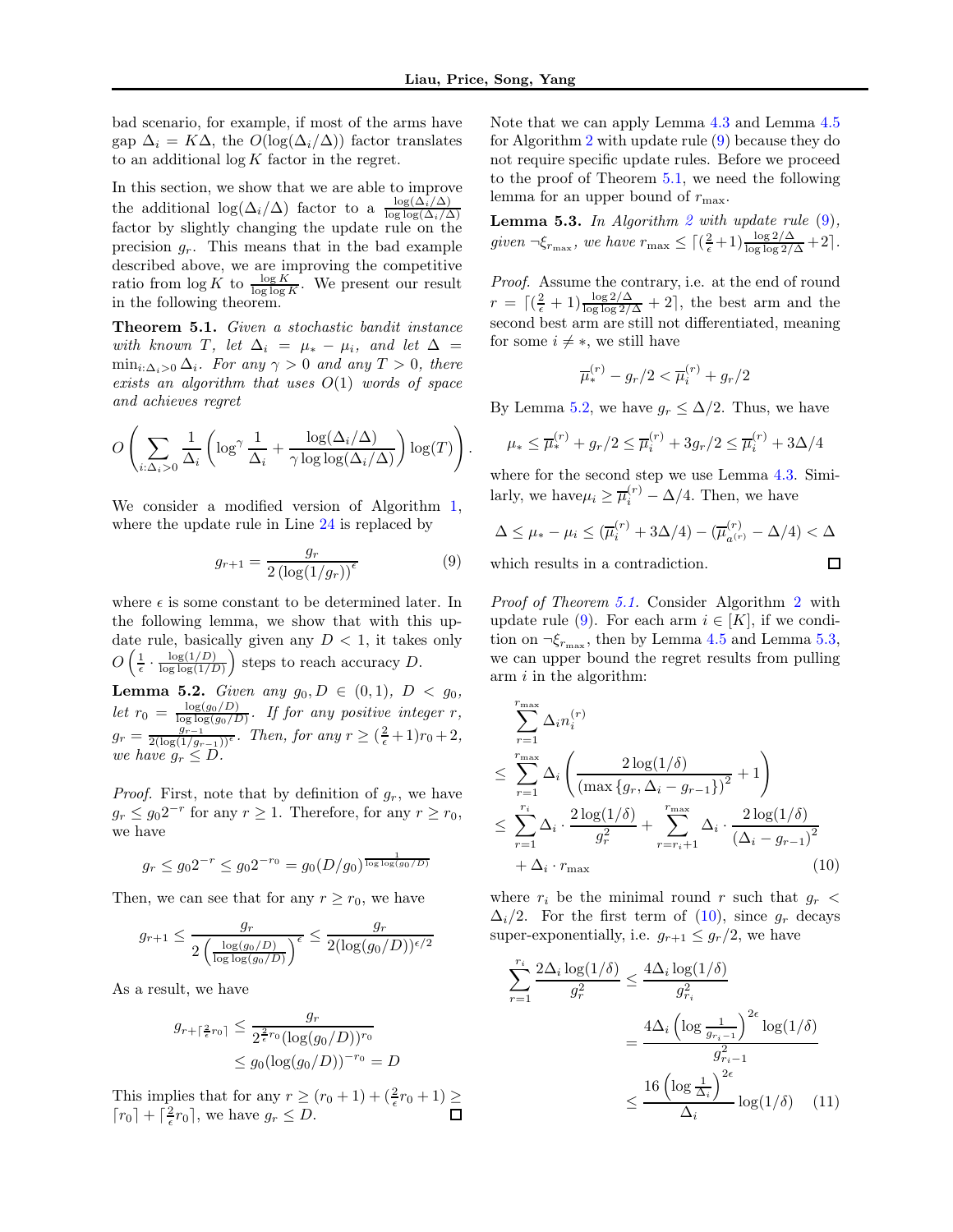bad scenario, for example, if most of the arms have gap $\Delta_i = K\Delta$, the $O(\log(\Delta_i/\Delta))$ factor translates to an additional $\log K$ factor in the regret.

In this section, we show that we are able to improve the additional $\log(\Delta_i/\Delta)$ factor to a $\frac{\log(\Delta_i/\Delta)}{\log\log(\Delta_i/\Delta)}$ factor by slightly changing the update rule on the precision $g_r$. This means that in the bad example described above, we are improving the competitive ratio from $\log K$ to $\frac{\log K}{\log\log K}$. We present our result in the following theorem.

**Theorem 5.1.** *Given a stochastic bandit instance with known $T$, let $\Delta_i = \mu_* - \mu_i$, and let $\Delta = \min_{i:\Delta_i>0}\Delta_i$. For any $\gamma > 0$ and any $T > 0$, there exists an algorithm that uses $O(1)$ words of space and achieves regret*

$$O\left(\sum_{i:\Delta_i>0}\frac{1}{\Delta_i}\left(\log^\gamma\frac{1}{\Delta_i} + \frac{\log(\Delta_i/\Delta)}{\gamma\log\log(\Delta_i/\Delta)}\right)\log(T)\right).$$

We consider a modified version of Algorithm 1, where the update rule in Line 24 is replaced by

$$g_{r+1} = \frac{g_r}{2\left(\log(1/g_r)\right)^\epsilon} \tag{9}$$

where $\epsilon$ is some constant to be determined later. In the following lemma, we show that with this update rule, basically given any $D < 1$, it takes only $O\left(\frac{1}{\epsilon}\cdot\frac{\log(1/D)}{\log\log(1/D)}\right)$ steps to reach accuracy $D$.

**Lemma 5.2.** *Given any $g_0, D \in (0,1)$, $D < g_0$, let $r_0 = \frac{\log(g_0/D)}{\log\log(g_0/D)}$. If for any positive integer $r$, $g_r = \frac{g_{r-1}}{2(\log(1/g_{r-1}))^\epsilon}$. Then, for any $r \geq (\frac{2}{\epsilon}+1)r_0 + 2$, we have $g_r \leq D$.*

*Proof.* First, note that by definition of $g_r$, we have $g_r \leq g_0 2^{-r}$ for any $r \geq 1$. Therefore, for any $r \geq r_0$, we have

$$g_r \leq g_0 2^{-r} \leq g_0 2^{-r_0} = g_0(D/g_0)^{\frac{1}{\log\log(g_0/D)}}$$

Then, we can see that for any $r \geq r_0$, we have

$$g_{r+1} \leq \frac{g_r}{2\left(\frac{\log(g_0/D)}{\log\log(g_0/D)}\right)^\epsilon} \leq \frac{g_r}{2(\log(g_0/D))^{\epsilon/2}}$$

As a result, we have

$$\begin{aligned} g_{r+\lceil\frac{2}{\epsilon}r_0\rceil} &\leq \frac{g_r}{2^{\frac{2}{\epsilon}r_0}(\log(g_0/D))^{r_0}} \\ &\leq g_0(\log(g_0/D))^{-r_0} = D \end{aligned}$$

This implies that for any $r \geq (r_0+1) + (\frac{2}{\epsilon}r_0 + 1) \geq \lceil r_0\rceil + \lceil\frac{2}{\epsilon}r_0\rceil$, we have $g_r \leq D$. $\square$

Note that we can apply Lemma 4.3 and Lemma 4.5 for Algorithm 2 with update rule (9) because they do not require specific update rules. Before we proceed to the proof of Theorem 5.1, we need the following lemma for an upper bound of $r_{\max}$.

**Lemma 5.3.** *In Algorithm 2 with update rule (9), given $\neg\xi_{r_{\max}}$, we have $r_{\max} \leq \lceil(\frac{2}{\epsilon}+1)\frac{\log 2/\Delta}{\log\log 2/\Delta}+2\rceil$.*

*Proof.* Assume the contrary, i.e. at the end of round $r = \lceil(\frac{2}{\epsilon}+1)\frac{\log 2/\Delta}{\log\log 2/\Delta}+2\rceil$, the best arm and the second best arm are still not differentiated, meaning for some $i \neq *$, we still have

$$\overline{\mu}_*^{(r)} - g_r/2 < \overline{\mu}_i^{(r)} + g_r/2$$

By Lemma 5.2, we have $g_r \leq \Delta/2$. Thus, we have

$$\mu_* \leq \overline{\mu}_*^{(r)} + g_r/2 \leq \overline{\mu}_i^{(r)} + 3g_r/2 \leq \overline{\mu}_i^{(r)} + 3\Delta/4$$

where for the second step we use Lemma 4.3. Similarly, we have $\mu_i \geq \overline{\mu}_i^{(r)} - \Delta/4$. Then, we have

$$\Delta \leq \mu_* - \mu_i \leq (\overline{\mu}_i^{(r)} + 3\Delta/4) - (\overline{\mu}_{a^{(r)}}^{(r)} - \Delta/4) < \Delta$$

which results in a contradiction. $\square$

*Proof of Theorem 5.1.* Consider Algorithm 2 with update rule (9). For each arm $i \in [K]$, if we condition on $\neg\xi_{r_{\max}}$, then by Lemma 4.5 and Lemma 5.3, we can upper bound the regret results from pulling arm $i$ in the algorithm:

$$\begin{aligned} &\sum_{r=1}^{r_{\max}}\Delta_i n_i^{(r)} \\ \leq &\sum_{r=1}^{r_{\max}}\Delta_i\left(\frac{2\log(1/\delta)}{\left(\max\{g_r, \Delta_i - g_{r-1}\}\right)^2}+1\right) \\ \leq &\sum_{r=1}^{r_i}\Delta_i\cdot\frac{2\log(1/\delta)}{g_r^2} + \sum_{r=r_i+1}^{r_{\max}}\Delta_i\cdot\frac{2\log(1/\delta)}{(\Delta_i - g_{r-1})^2} \\ &+ \Delta_i\cdot r_{\max} \end{aligned} \tag{10}$$

where $r_i$ be the minimal round $r$ such that $g_r < \Delta_i/2$. For the first term of (10), since $g_r$ decays super-exponentially, i.e. $g_{r+1} \leq g_r/2$, we have

$$\begin{aligned} \sum_{r=1}^{r_i}\frac{2\Delta_i\log(1/\delta)}{g_r^2} &\leq \frac{4\Delta_i\log(1/\delta)}{g_{r_i}^2} \\ &= \frac{4\Delta_i\left(\log\frac{1}{g_{r_i-1}}\right)^{2\epsilon}\log(1/\delta)}{g_{r_i-1}^2} \\ &\leq \frac{16\left(\log\frac{1}{\Delta_i}\right)^{2\epsilon}}{\Delta_i}\log(1/\delta) \end{aligned} \tag{11}$$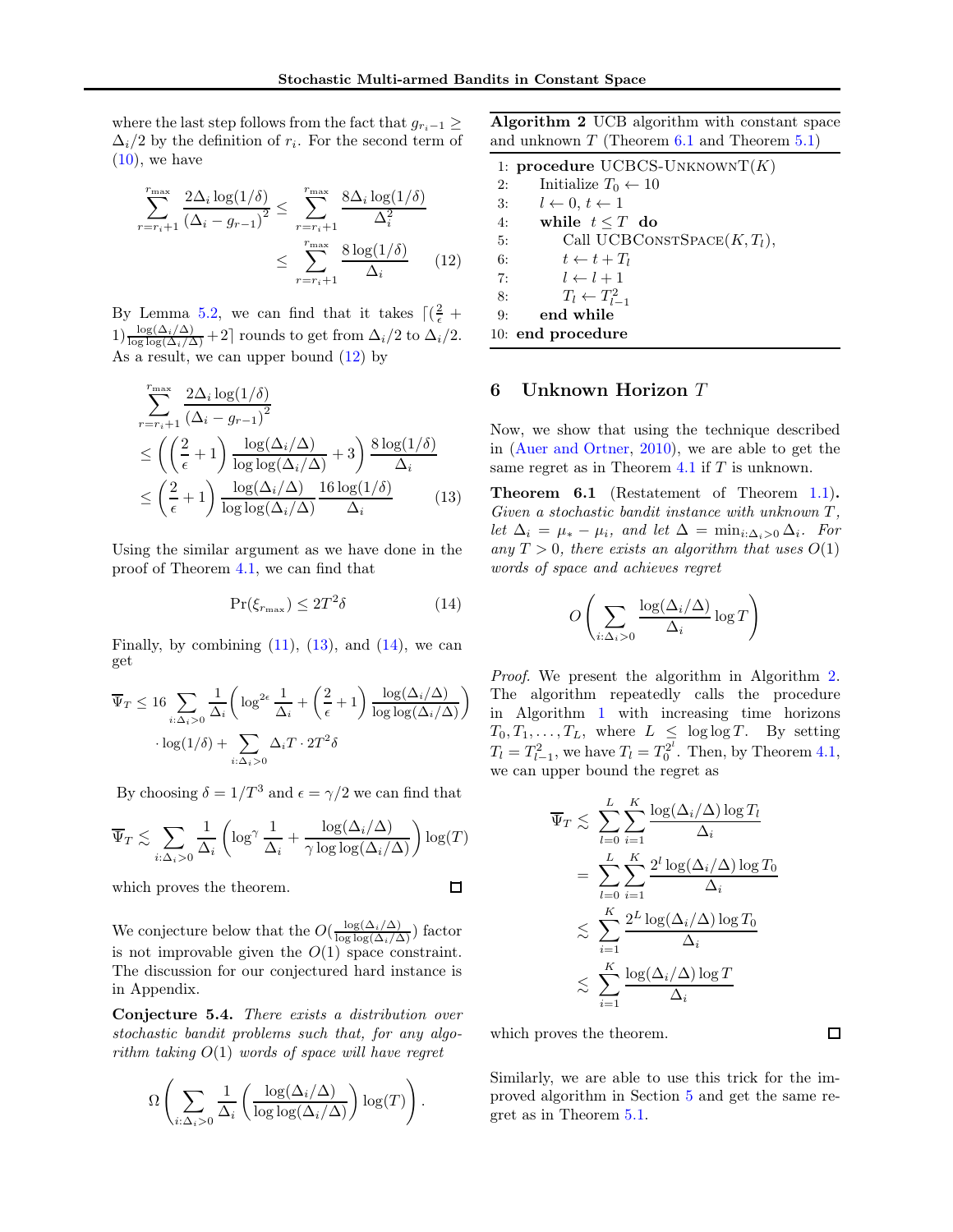where the last step follows from the fact that $g_{r_i-1} \geq \Delta_i/2$ by the definition of $r_i$. For the second term of (10), we have

$$\sum_{r=r_i+1}^{r_{\max}} \frac{2\Delta_i \log(1/\delta)}{(\Delta_i - g_{r-1})^2} \leq \sum_{r=r_i+1}^{r_{\max}} \frac{8\Delta_i \log(1/\delta)}{\Delta_i^2} \leq \sum_{r=r_i+1}^{r_{\max}} \frac{8\log(1/\delta)}{\Delta_i} \tag{12}$$

By Lemma 5.2, we can find that it takes $\lceil (\frac{2}{\epsilon}+1)\frac{\log(\Delta_i/\Delta)}{\log\log(\Delta_i/\Delta)}+2\rceil$ rounds to get from $\Delta_i/2$ to $\Delta_i/2$. As a result, we can upper bound (12) by

$$\begin{aligned}
&\sum_{r=r_i+1}^{r_{\max}} \frac{2\Delta_i \log(1/\delta)}{(\Delta_i - g_{r-1})^2} \\
&\leq \left(\left(\frac{2}{\epsilon}+1\right)\frac{\log(\Delta_i/\Delta)}{\log\log(\Delta_i/\Delta)}+3\right)\frac{8\log(1/\delta)}{\Delta_i} \\
&\leq \left(\frac{2}{\epsilon}+1\right)\frac{\log(\Delta_i/\Delta)}{\log\log(\Delta_i/\Delta)}\frac{16\log(1/\delta)}{\Delta_i}
\end{aligned} \tag{13}$$

Using the similar argument as we have done in the proof of Theorem 4.1, we can find that

$$\Pr(\xi_{r_{\max}}) \leq 2T^2\delta \tag{14}$$

Finally, by combining (11), (13), and (14), we can get

$$\overline{\Psi}_T \leq 16\sum_{i:\Delta_i>0}\frac{1}{\Delta_i}\left(\log^{2\epsilon}\frac{1}{\Delta_i}+\left(\frac{2}{\epsilon}+1\right)\frac{\log(\Delta_i/\Delta)}{\log\log(\Delta_i/\Delta)}\right) \cdot \log(1/\delta) + \sum_{i:\Delta_i>0}\Delta_i T\cdot 2T^2\delta$$

By choosing $\delta = 1/T^3$ and $\epsilon = \gamma/2$ we can find that

$$\overline{\Psi}_T \lesssim \sum_{i:\Delta_i>0}\frac{1}{\Delta_i}\left(\log^{\gamma}\frac{1}{\Delta_i}+\frac{\log(\Delta_i/\Delta)}{\gamma\log\log(\Delta_i/\Delta)}\right)\log(T)$$

which proves the theorem. □

We conjecture below that the $O(\frac{\log(\Delta_i/\Delta)}{\log\log(\Delta_i/\Delta)})$ factor is not improvable given the $O(1)$ space constraint. The discussion for our conjectured hard instance is in Appendix.

**Conjecture 5.4.** *There exists a distribution over stochastic bandit problems such that, for any algorithm taking $O(1)$ words of space will have regret*

$$\Omega\left(\sum_{i:\Delta_i>0}\frac{1}{\Delta_i}\left(\frac{\log(\Delta_i/\Delta)}{\log\log(\Delta_i/\Delta)}\right)\log(T)\right).$$

**Algorithm 2** UCB algorithm with constant space and unknown $T$ (Theorem 6.1 and Theorem 5.1)

```
1: procedure UCBCS-UNKNOWNT(K)
2:     Initialize T_0 ← 10
3:     l ← 0, t ← 1
4:     while t ≤ T do
5:         Call UCBCONSTSPACE(K, T_l),
6:         t ← t + T_l
7:         l ← l + 1
8:         T_l ← T_{l-1}^2
9:     end while
10: end procedure
```

## 6 Unknown Horizon $T$

Now, we show that using the technique described in (Auer and Ortner, 2010), we are able to get the same regret as in Theorem 4.1 if $T$ is unknown.

**Theorem 6.1** (Restatement of Theorem 1.1)**.** *Given a stochastic bandit instance with unknown $T$, let $\Delta_i = \mu_* - \mu_i$, and let $\Delta = \min_{i:\Delta_i>0}\Delta_i$. For any $T>0$, there exists an algorithm that uses $O(1)$ words of space and achieves regret*

$$O\left(\sum_{i:\Delta_i>0}\frac{\log(\Delta_i/\Delta)}{\Delta_i}\log T\right)$$

*Proof.* We present the algorithm in Algorithm 2. The algorithm repeatedly calls the procedure in Algorithm 1 with increasing time horizons $T_0, T_1, \ldots, T_L$, where $L \leq \log\log T$. By setting $T_l = T_{l-1}^2$, we have $T_l = T_0^{2^l}$. Then, by Theorem 4.1, we can upper bound the regret as

$$\begin{aligned}
\overline{\Psi}_T &\lesssim \sum_{l=0}^{L}\sum_{i=1}^{K}\frac{\log(\Delta_i/\Delta)\log T_l}{\Delta_i} \\
&= \sum_{l=0}^{L}\sum_{i=1}^{K}\frac{2^l\log(\Delta_i/\Delta)\log T_0}{\Delta_i} \\
&\lesssim \sum_{i=1}^{K}\frac{2^L\log(\Delta_i/\Delta)\log T_0}{\Delta_i} \\
&\lesssim \sum_{i=1}^{K}\frac{\log(\Delta_i/\Delta)\log T}{\Delta_i}
\end{aligned}$$

which proves the theorem. □

Similarly, we are able to use this trick for the improved algorithm in Section 5 and get the same regret as in Theorem 5.1.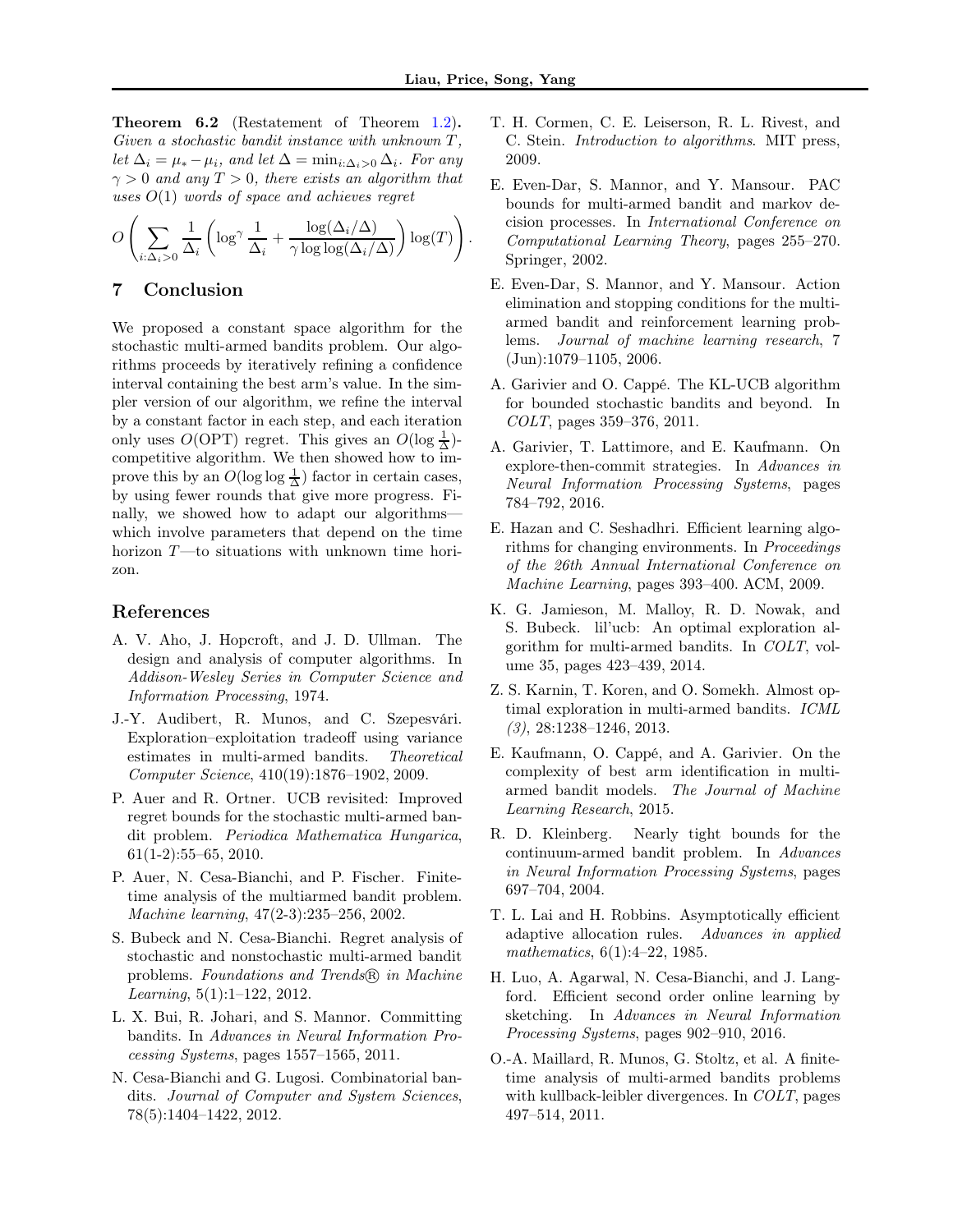**Theorem 6.2** (Restatement of Theorem 1.2)**.** *Given a stochastic bandit instance with unknown $T$, let $\Delta_i = \mu_* - \mu_i$, and let $\Delta = \min_{i:\Delta_i>0} \Delta_i$. For any $\gamma > 0$ and any $T > 0$, there exists an algorithm that uses $O(1)$ words of space and achieves regret*

$$O\left( \sum_{i:\Delta_i>0} \frac{1}{\Delta_i} \left( \log^\gamma \frac{1}{\Delta_i} + \frac{\log(\Delta_i/\Delta)}{\gamma \log\log(\Delta_i/\Delta)} \right) \log(T) \right).$$

## 7 Conclusion

We proposed a constant space algorithm for the stochastic multi-armed bandits problem. Our algorithms proceeds by iteratively refining a confidence interval containing the best arm's value. In the simpler version of our algorithm, we refine the interval by a constant factor in each step, and each iteration only uses $O(\text{OPT})$ regret. This gives an $O(\log \frac{1}{\Delta})$-competitive algorithm. We then showed how to improve this by an $O(\log\log \frac{1}{\Delta})$ factor in certain cases, by using fewer rounds that give more progress. Finally, we showed how to adapt our algorithms—which involve parameters that depend on the time horizon $T$—to situations with unknown time horizon.

## References

A. V. Aho, J. Hopcroft, and J. D. Ullman. The design and analysis of computer algorithms. In *Addison-Wesley Series in Computer Science and Information Processing*, 1974.

J.-Y. Audibert, R. Munos, and C. Szepesvári. Exploration–exploitation tradeoff using variance estimates in multi-armed bandits. *Theoretical Computer Science*, 410(19):1876–1902, 2009.

P. Auer and R. Ortner. UCB revisited: Improved regret bounds for the stochastic multi-armed bandit problem. *Periodica Mathematica Hungarica*, 61(1-2):55–65, 2010.

P. Auer, N. Cesa-Bianchi, and P. Fischer. Finite-time analysis of the multiarmed bandit problem. *Machine learning*, 47(2-3):235–256, 2002.

S. Bubeck and N. Cesa-Bianchi. Regret analysis of stochastic and nonstochastic multi-armed bandit problems. *Foundations and Trends® in Machine Learning*, 5(1):1–122, 2012.

L. X. Bui, R. Johari, and S. Mannor. Committing bandits. In *Advances in Neural Information Processing Systems*, pages 1557–1565, 2011.

N. Cesa-Bianchi and G. Lugosi. Combinatorial bandits. *Journal of Computer and System Sciences*, 78(5):1404–1422, 2012.

T. H. Cormen, C. E. Leiserson, R. L. Rivest, and C. Stein. *Introduction to algorithms*. MIT press, 2009.

E. Even-Dar, S. Mannor, and Y. Mansour. PAC bounds for multi-armed bandit and markov decision processes. In *International Conference on Computational Learning Theory*, pages 255–270. Springer, 2002.

E. Even-Dar, S. Mannor, and Y. Mansour. Action elimination and stopping conditions for the multi-armed bandit and reinforcement learning problems. *Journal of machine learning research*, 7 (Jun):1079–1105, 2006.

A. Garivier and O. Cappé. The KL-UCB algorithm for bounded stochastic bandits and beyond. In *COLT*, pages 359–376, 2011.

A. Garivier, T. Lattimore, and E. Kaufmann. On explore-then-commit strategies. In *Advances in Neural Information Processing Systems*, pages 784–792, 2016.

E. Hazan and C. Seshadhri. Efficient learning algorithms for changing environments. In *Proceedings of the 26th Annual International Conference on Machine Learning*, pages 393–400. ACM, 2009.

K. G. Jamieson, M. Malloy, R. D. Nowak, and S. Bubeck. lil'ucb: An optimal exploration algorithm for multi-armed bandits. In *COLT*, volume 35, pages 423–439, 2014.

Z. S. Karnin, T. Koren, and O. Somekh. Almost optimal exploration in multi-armed bandits. *ICML (3)*, 28:1238–1246, 2013.

E. Kaufmann, O. Cappé, and A. Garivier. On the complexity of best arm identification in multi-armed bandit models. *The Journal of Machine Learning Research*, 2015.

R. D. Kleinberg. Nearly tight bounds for the continuum-armed bandit problem. In *Advances in Neural Information Processing Systems*, pages 697–704, 2004.

T. L. Lai and H. Robbins. Asymptotically efficient adaptive allocation rules. *Advances in applied mathematics*, 6(1):4–22, 1985.

H. Luo, A. Agarwal, N. Cesa-Bianchi, and J. Langford. Efficient second order online learning by sketching. In *Advances in Neural Information Processing Systems*, pages 902–910, 2016.

O.-A. Maillard, R. Munos, G. Stoltz, et al. A finite-time analysis of multi-armed bandits problems with kullback-leibler divergences. In *COLT*, pages 497–514, 2011.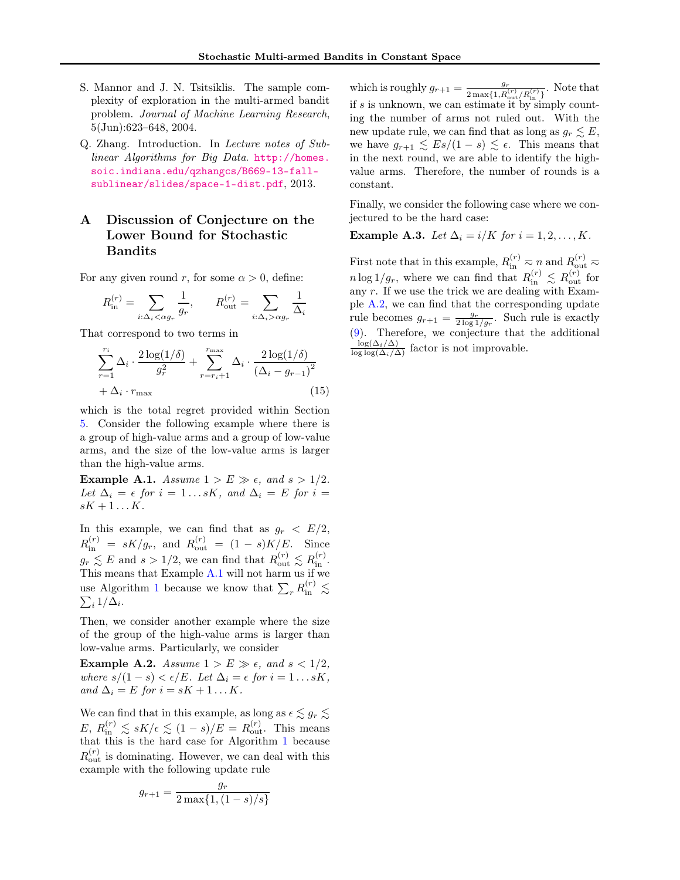S. Mannor and J. N. Tsitsiklis. The sample complexity of exploration in the multi-armed bandit problem. *Journal of Machine Learning Research*, 5(Jun):623–648, 2004.

Q. Zhang. Introduction. In *Lecture notes of Sublinear Algorithms for Big Data*. http://homes.soic.indiana.edu/qzhangcs/B669-13-fall-sublinear/slides/space-1-dist.pdf, 2013.

# A Discussion of Conjecture on the Lower Bound for Stochastic Bandits

For any given round $r$, for some $\alpha > 0$, define:

$$R_{\text{in}}^{(r)} = \sum_{i:\Delta_i < \alpha g_r} \frac{1}{g_r}, \qquad R_{\text{out}}^{(r)} = \sum_{i:\Delta_i > \alpha g_r} \frac{1}{\Delta_i}$$

That correspond to two terms in

$$\sum_{r=1}^{r_i} \Delta_i \cdot \frac{2\log(1/\delta)}{g_r^2} + \sum_{r=r_i+1}^{r_{\max}} \Delta_i \cdot \frac{2\log(1/\delta)}{(\Delta_i - g_{r-1})^2} + \Delta_i \cdot r_{\max} \tag{15}$$

which is the total regret provided within Section 5. Consider the following example where there is a group of high-value arms and a group of low-value arms, and the size of the low-value arms is larger than the high-value arms.

**Example A.1.** *Assume $1 > E \gg \epsilon$, and $s > 1/2$. Let $\Delta_i = \epsilon$ for $i = 1 \dots sK$, and $\Delta_i = E$ for $i = sK+1 \dots K$.*

In this example, we can find that as $g_r < E/2$, $R_{\text{in}}^{(r)} = sK/g_r$, and $R_{\text{out}}^{(r)} = (1-s)K/E$. Since $g_r \lesssim E$ and $s > 1/2$, we can find that $R_{\text{out}}^{(r)} \lesssim R_{\text{in}}^{(r)}$. This means that Example A.1 will not harm us if we use Algorithm 1 because we know that $\sum_r R_{\text{in}}^{(r)} \lesssim \sum_i 1/\Delta_i$.

Then, we consider another example where the size of the group of the high-value arms is larger than low-value arms. Particularly, we consider

**Example A.2.** *Assume $1 > E \gg \epsilon$, and $s < 1/2$, where $s/(1-s) < \epsilon/E$. Let $\Delta_i = \epsilon$ for $i = 1 \dots sK$, and $\Delta_i = E$ for $i = sK+1 \dots K$.*

We can find that in this example, as long as $\epsilon \lesssim g_r \lesssim E$, $R_{\text{in}}^{(r)} \lesssim sK/\epsilon \lesssim (1-s)/E = R_{\text{out}}^{(r)}$. This means that this is the hard case for Algorithm 1 because $R_{\text{out}}^{(r)}$ is dominating. However, we can deal with this example with the following update rule

$$g_{r+1} = \frac{g_r}{2\max\{1, (1-s)/s\}}$$

which is roughly $g_{r+1} = \frac{g_r}{2\max\{1, R_{\text{out}}^{(r)}/R_{\text{in}}^{(r)}\}}$. Note that if $s$ is unknown, we can estimate it by simply counting the number of arms not ruled out. With the new update rule, we can find that as long as $g_r \lesssim E$, we have $g_{r+1} \lesssim Es/(1-s) \lesssim \epsilon$. This means that in the next round, we are able to identify the high-value arms. Therefore, the number of rounds is a constant.

Finally, we consider the following case where we conjectured to be the hard case:

**Example A.3.** *Let $\Delta_i = i/K$ for $i = 1, 2, \dots, K$.*

First note that in this example, $R_{\text{in}}^{(r)} \approx n$ and $R_{\text{out}}^{(r)} \approx n \log 1/g_r$, where we can find that $R_{\text{in}}^{(r)} \lesssim R_{\text{out}}^{(r)}$ for any $r$. If we use the trick we are dealing with Example A.2, we can find that the corresponding update rule becomes $g_{r+1} = \frac{g_r}{2\log 1/g_r}$. Such rule is exactly (9). Therefore, we conjecture that the additional $\frac{\log(\Delta_i/\Delta)}{\log\log(\Delta_i/\Delta)}$ factor is not improvable.